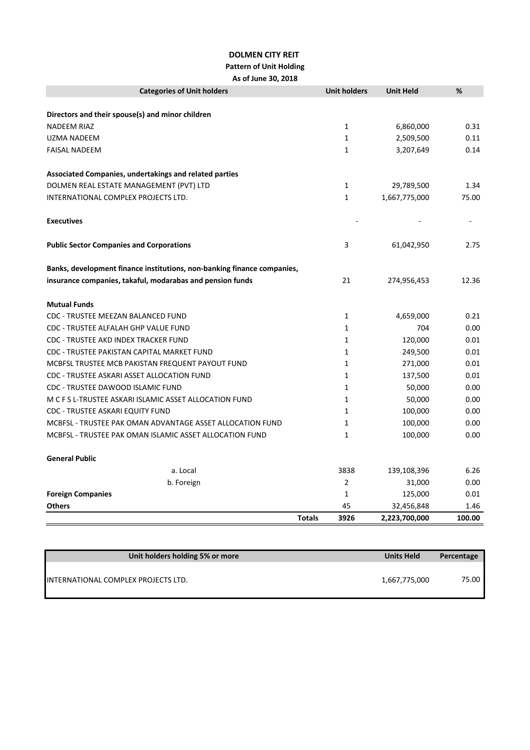# DOLMEN CITY REIT

## Pattern of Unit Holding

### As of June 30, 2018

| Categories of Unit holders | Unit holders | Unit Held | % |
|---|---|---|---|
| **Directors and their spouse(s) and minor children** | | | |
| NADEEM RIAZ | 1 | 6,860,000 | 0.31 |
| UZMA NADEEM | 1 | 2,509,500 | 0.11 |
| FAISAL NADEEM | 1 | 3,207,649 | 0.14 |
| **Associated Companies, undertakings and related parties** | | | |
| DOLMEN REAL ESTATE MANAGEMENT (PVT) LTD | 1 | 29,789,500 | 1.34 |
| INTERNATIONAL COMPLEX PROJECTS LTD. | 1 | 1,667,775,000 | 75.00 |
| **Executives** | - | - | - |
| **Public Sector Companies and Corporations** | 3 | 61,042,950 | 2.75 |
| **Banks, development finance institutions, non-banking finance companies, insurance companies, takaful, modarabas and pension funds** | 21 | 274,956,453 | 12.36 |
| **Mutual Funds** | | | |
| CDC - TRUSTEE MEEZAN BALANCED FUND | 1 | 4,659,000 | 0.21 |
| CDC - TRUSTEE ALFALAH GHP VALUE FUND | 1 | 704 | 0.00 |
| CDC - TRUSTEE AKD INDEX TRACKER FUND | 1 | 120,000 | 0.01 |
| CDC - TRUSTEE PAKISTAN CAPITAL MARKET FUND | 1 | 249,500 | 0.01 |
| MCBFSL TRUSTEE MCB PAKISTAN FREQUENT PAYOUT FUND | 1 | 271,000 | 0.01 |
| CDC - TRUSTEE ASKARI ASSET ALLOCATION FUND | 1 | 137,500 | 0.01 |
| CDC - TRUSTEE DAWOOD ISLAMIC FUND | 1 | 50,000 | 0.00 |
| M C F S L-TRUSTEE ASKARI ISLAMIC ASSET ALLOCATION FUND | 1 | 50,000 | 0.00 |
| CDC - TRUSTEE ASKARI EQUITY FUND | 1 | 100,000 | 0.00 |
| MCBFSL - TRUSTEE PAK OMAN ADVANTAGE ASSET ALLOCATION FUND | 1 | 100,000 | 0.00 |
| MCBFSL - TRUSTEE PAK OMAN ISLAMIC ASSET ALLOCATION FUND | 1 | 100,000 | 0.00 |
| **General Public** | | | |
| a. Local | 3838 | 139,108,396 | 6.26 |
| b. Foreign | 2 | 31,000 | 0.00 |
| **Foreign Companies** | 1 | 125,000 | 0.01 |
| **Others** | 45 | 32,456,848 | 1.46 |
| **Totals** | **3926** | **2,223,700,000** | **100.00** |

| Unit holders holding 5% or more | Units Held | Percentage |
|---|---|---|
| INTERNATIONAL COMPLEX PROJECTS LTD. | 1,667,775,000 | 75.00 |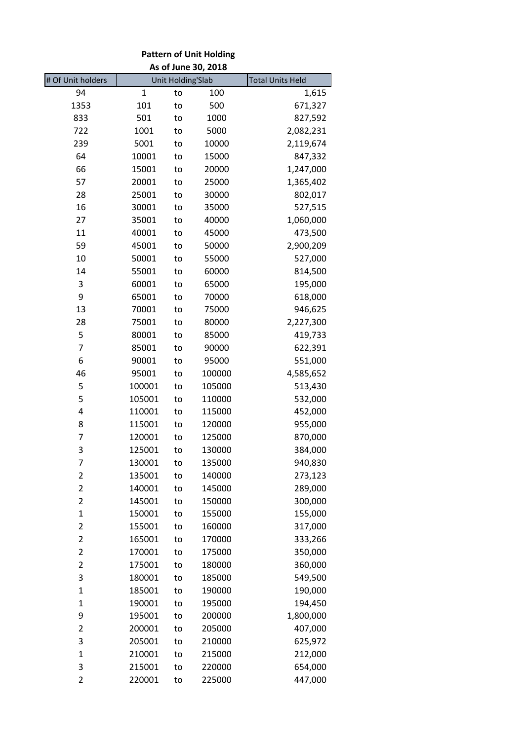**Pattern of Unit Holding**
**As of June 30, 2018**

| # Of Unit holders | Unit Holding'Slab | | | Total Units Held |
|---|---|---|---|---|
| 94 | 1 | to | 100 | 1,615 |
| 1353 | 101 | to | 500 | 671,327 |
| 833 | 501 | to | 1000 | 827,592 |
| 722 | 1001 | to | 5000 | 2,082,231 |
| 239 | 5001 | to | 10000 | 2,119,674 |
| 64 | 10001 | to | 15000 | 847,332 |
| 66 | 15001 | to | 20000 | 1,247,000 |
| 57 | 20001 | to | 25000 | 1,365,402 |
| 28 | 25001 | to | 30000 | 802,017 |
| 16 | 30001 | to | 35000 | 527,515 |
| 27 | 35001 | to | 40000 | 1,060,000 |
| 11 | 40001 | to | 45000 | 473,500 |
| 59 | 45001 | to | 50000 | 2,900,209 |
| 10 | 50001 | to | 55000 | 527,000 |
| 14 | 55001 | to | 60000 | 814,500 |
| 3 | 60001 | to | 65000 | 195,000 |
| 9 | 65001 | to | 70000 | 618,000 |
| 13 | 70001 | to | 75000 | 946,625 |
| 28 | 75001 | to | 80000 | 2,227,300 |
| 5 | 80001 | to | 85000 | 419,733 |
| 7 | 85001 | to | 90000 | 622,391 |
| 6 | 90001 | to | 95000 | 551,000 |
| 46 | 95001 | to | 100000 | 4,585,652 |
| 5 | 100001 | to | 105000 | 513,430 |
| 5 | 105001 | to | 110000 | 532,000 |
| 4 | 110001 | to | 115000 | 452,000 |
| 8 | 115001 | to | 120000 | 955,000 |
| 7 | 120001 | to | 125000 | 870,000 |
| 3 | 125001 | to | 130000 | 384,000 |
| 7 | 130001 | to | 135000 | 940,830 |
| 2 | 135001 | to | 140000 | 273,123 |
| 2 | 140001 | to | 145000 | 289,000 |
| 2 | 145001 | to | 150000 | 300,000 |
| 1 | 150001 | to | 155000 | 155,000 |
| 2 | 155001 | to | 160000 | 317,000 |
| 2 | 165001 | to | 170000 | 333,266 |
| 2 | 170001 | to | 175000 | 350,000 |
| 2 | 175001 | to | 180000 | 360,000 |
| 3 | 180001 | to | 185000 | 549,500 |
| 1 | 185001 | to | 190000 | 190,000 |
| 1 | 190001 | to | 195000 | 194,450 |
| 9 | 195001 | to | 200000 | 1,800,000 |
| 2 | 200001 | to | 205000 | 407,000 |
| 3 | 205001 | to | 210000 | 625,972 |
| 1 | 210001 | to | 215000 | 212,000 |
| 3 | 215001 | to | 220000 | 654,000 |
| 2 | 220001 | to | 225000 | 447,000 |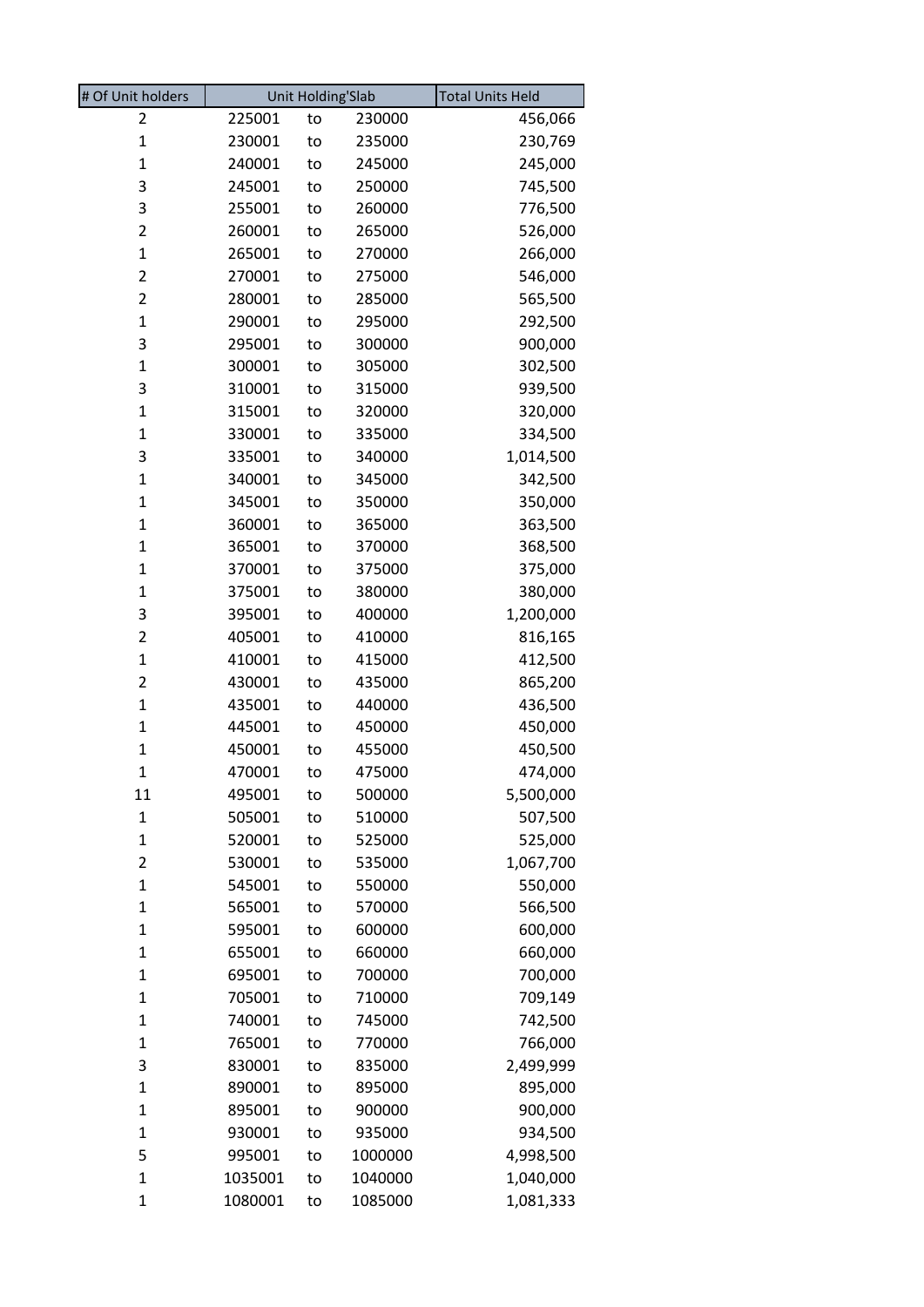| # Of Unit holders | Unit Holding'Slab | | | Total Units Held |
|---|---|---|---|---|
| 2 | 225001 | to | 230000 | 456,066 |
| 1 | 230001 | to | 235000 | 230,769 |
| 1 | 240001 | to | 245000 | 245,000 |
| 3 | 245001 | to | 250000 | 745,500 |
| 3 | 255001 | to | 260000 | 776,500 |
| 2 | 260001 | to | 265000 | 526,000 |
| 1 | 265001 | to | 270000 | 266,000 |
| 2 | 270001 | to | 275000 | 546,000 |
| 2 | 280001 | to | 285000 | 565,500 |
| 1 | 290001 | to | 295000 | 292,500 |
| 3 | 295001 | to | 300000 | 900,000 |
| 1 | 300001 | to | 305000 | 302,500 |
| 3 | 310001 | to | 315000 | 939,500 |
| 1 | 315001 | to | 320000 | 320,000 |
| 1 | 330001 | to | 335000 | 334,500 |
| 3 | 335001 | to | 340000 | 1,014,500 |
| 1 | 340001 | to | 345000 | 342,500 |
| 1 | 345001 | to | 350000 | 350,000 |
| 1 | 360001 | to | 365000 | 363,500 |
| 1 | 365001 | to | 370000 | 368,500 |
| 1 | 370001 | to | 375000 | 375,000 |
| 1 | 375001 | to | 380000 | 380,000 |
| 3 | 395001 | to | 400000 | 1,200,000 |
| 2 | 405001 | to | 410000 | 816,165 |
| 1 | 410001 | to | 415000 | 412,500 |
| 2 | 430001 | to | 435000 | 865,200 |
| 1 | 435001 | to | 440000 | 436,500 |
| 1 | 445001 | to | 450000 | 450,000 |
| 1 | 450001 | to | 455000 | 450,500 |
| 1 | 470001 | to | 475000 | 474,000 |
| 11 | 495001 | to | 500000 | 5,500,000 |
| 1 | 505001 | to | 510000 | 507,500 |
| 1 | 520001 | to | 525000 | 525,000 |
| 2 | 530001 | to | 535000 | 1,067,700 |
| 1 | 545001 | to | 550000 | 550,000 |
| 1 | 565001 | to | 570000 | 566,500 |
| 1 | 595001 | to | 600000 | 600,000 |
| 1 | 655001 | to | 660000 | 660,000 |
| 1 | 695001 | to | 700000 | 700,000 |
| 1 | 705001 | to | 710000 | 709,149 |
| 1 | 740001 | to | 745000 | 742,500 |
| 1 | 765001 | to | 770000 | 766,000 |
| 3 | 830001 | to | 835000 | 2,499,999 |
| 1 | 890001 | to | 895000 | 895,000 |
| 1 | 895001 | to | 900000 | 900,000 |
| 1 | 930001 | to | 935000 | 934,500 |
| 5 | 995001 | to | 1000000 | 4,998,500 |
| 1 | 1035001 | to | 1040000 | 1,040,000 |
| 1 | 1080001 | to | 1085000 | 1,081,333 |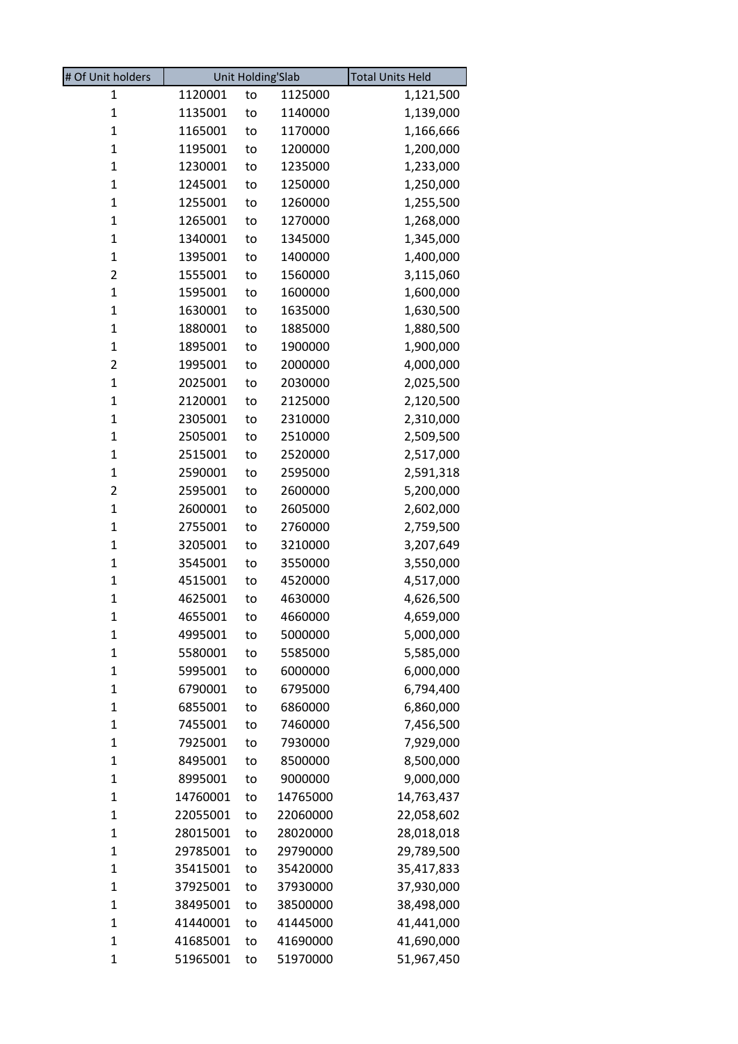| # Of Unit holders | Unit Holding'Slab | | | Total Units Held |
|---|---|---|---|---|
| 1 | 1120001 | to | 1125000 | 1,121,500 |
| 1 | 1135001 | to | 1140000 | 1,139,000 |
| 1 | 1165001 | to | 1170000 | 1,166,666 |
| 1 | 1195001 | to | 1200000 | 1,200,000 |
| 1 | 1230001 | to | 1235000 | 1,233,000 |
| 1 | 1245001 | to | 1250000 | 1,250,000 |
| 1 | 1255001 | to | 1260000 | 1,255,500 |
| 1 | 1265001 | to | 1270000 | 1,268,000 |
| 1 | 1340001 | to | 1345000 | 1,345,000 |
| 1 | 1395001 | to | 1400000 | 1,400,000 |
| 2 | 1555001 | to | 1560000 | 3,115,060 |
| 1 | 1595001 | to | 1600000 | 1,600,000 |
| 1 | 1630001 | to | 1635000 | 1,630,500 |
| 1 | 1880001 | to | 1885000 | 1,880,500 |
| 1 | 1895001 | to | 1900000 | 1,900,000 |
| 2 | 1995001 | to | 2000000 | 4,000,000 |
| 1 | 2025001 | to | 2030000 | 2,025,500 |
| 1 | 2120001 | to | 2125000 | 2,120,500 |
| 1 | 2305001 | to | 2310000 | 2,310,000 |
| 1 | 2505001 | to | 2510000 | 2,509,500 |
| 1 | 2515001 | to | 2520000 | 2,517,000 |
| 1 | 2590001 | to | 2595000 | 2,591,318 |
| 2 | 2595001 | to | 2600000 | 5,200,000 |
| 1 | 2600001 | to | 2605000 | 2,602,000 |
| 1 | 2755001 | to | 2760000 | 2,759,500 |
| 1 | 3205001 | to | 3210000 | 3,207,649 |
| 1 | 3545001 | to | 3550000 | 3,550,000 |
| 1 | 4515001 | to | 4520000 | 4,517,000 |
| 1 | 4625001 | to | 4630000 | 4,626,500 |
| 1 | 4655001 | to | 4660000 | 4,659,000 |
| 1 | 4995001 | to | 5000000 | 5,000,000 |
| 1 | 5580001 | to | 5585000 | 5,585,000 |
| 1 | 5995001 | to | 6000000 | 6,000,000 |
| 1 | 6790001 | to | 6795000 | 6,794,400 |
| 1 | 6855001 | to | 6860000 | 6,860,000 |
| 1 | 7455001 | to | 7460000 | 7,456,500 |
| 1 | 7925001 | to | 7930000 | 7,929,000 |
| 1 | 8495001 | to | 8500000 | 8,500,000 |
| 1 | 8995001 | to | 9000000 | 9,000,000 |
| 1 | 14760001 | to | 14765000 | 14,763,437 |
| 1 | 22055001 | to | 22060000 | 22,058,602 |
| 1 | 28015001 | to | 28020000 | 28,018,018 |
| 1 | 29785001 | to | 29790000 | 29,789,500 |
| 1 | 35415001 | to | 35420000 | 35,417,833 |
| 1 | 37925001 | to | 37930000 | 37,930,000 |
| 1 | 38495001 | to | 38500000 | 38,498,000 |
| 1 | 41440001 | to | 41445000 | 41,441,000 |
| 1 | 41685001 | to | 41690000 | 41,690,000 |
| 1 | 51965001 | to | 51970000 | 51,967,450 |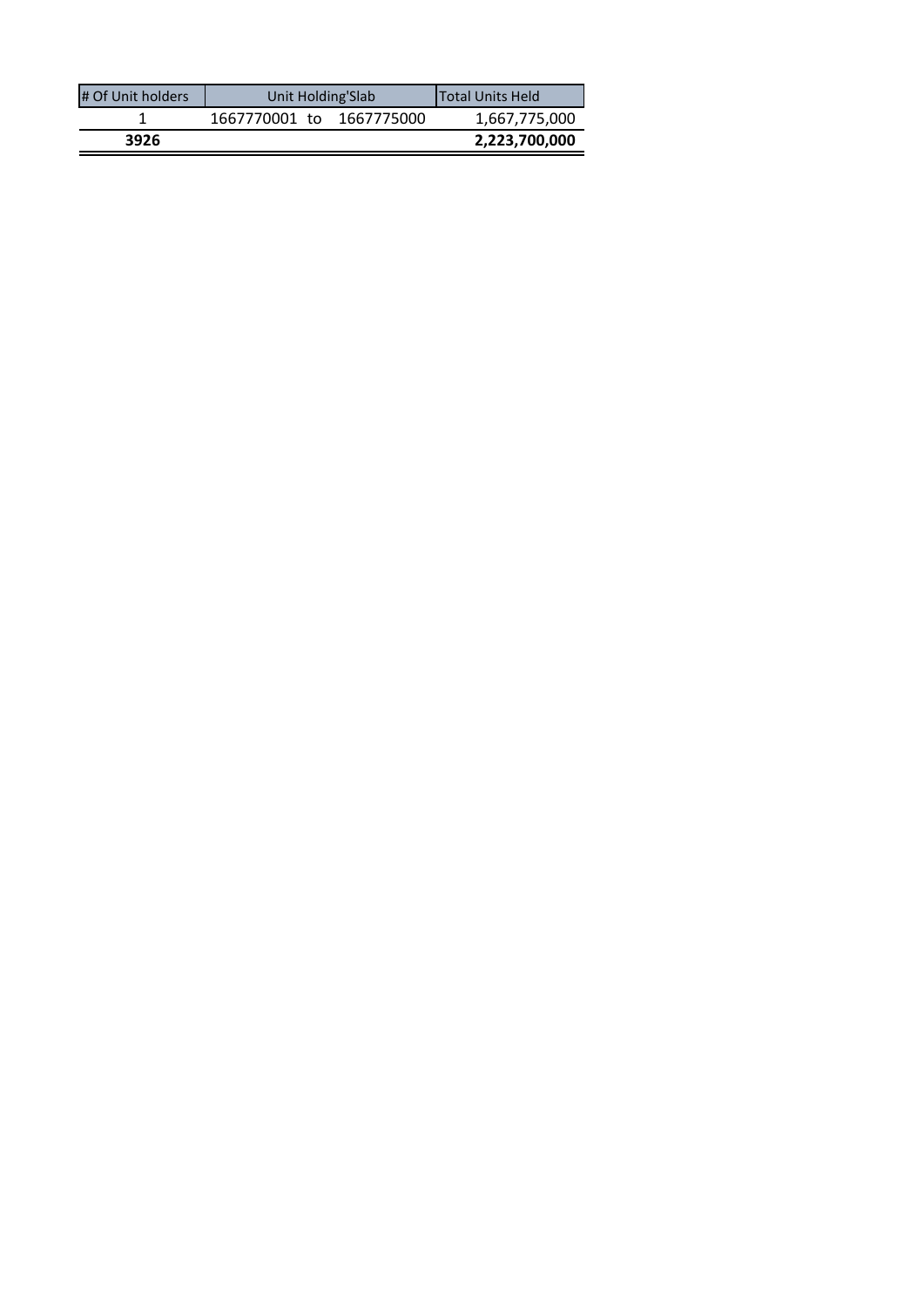| # Of Unit holders | Unit Holding'Slab | Total Units Held |
| --- | --- | --- |
| 1 | 1667770001 to 1667775000 | 1,667,775,000 |
| **3926** | | **2,223,700,000** |